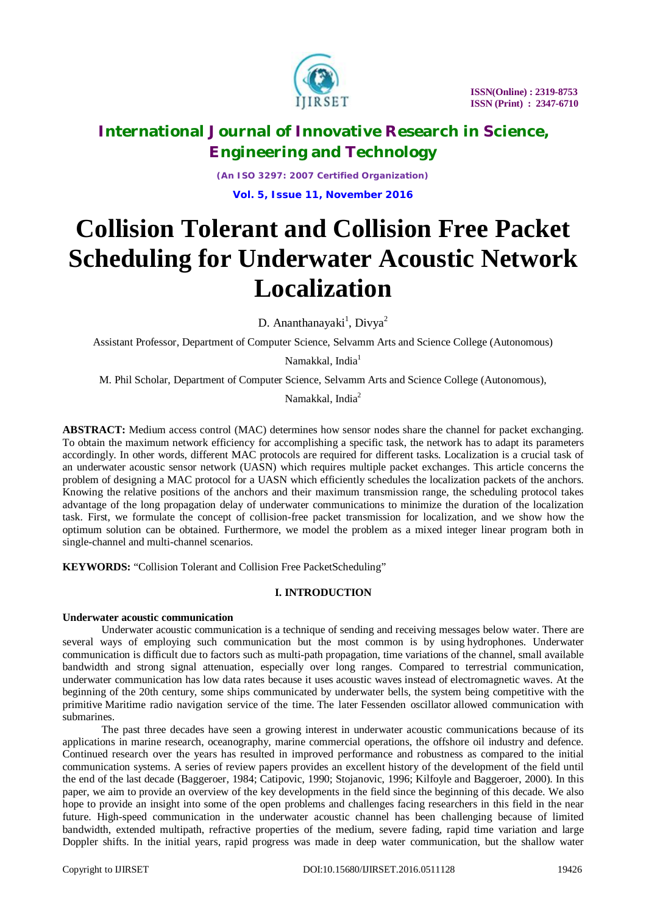# Collision Tolerant and Collision Free Packet Scheduling for Underwater Acoustic Network Localization

D. Ananthanayaki[1], Divya[2]

Assistant Professor, Department of Computer Science, Selvamm Arts and Science College (Autonomous)

Namakkal, India[1]

M. Phil Scholar, Department of Computer Science, Selvamm Arts and Science College (Autonomous),

Namakkal, India[2]

**ABSTRACT:** Medium access control (MAC) determines how sensor nodes share the channel for packet exchanging. To obtain the maximum network efficiency for accomplishing a specific task, the network has to adapt its parameters accordingly. In other words, different MAC protocols are required for different tasks. Localization is a crucial task of an underwater acoustic sensor network (UASN) which requires multiple packet exchanges. This article concerns the problem of designing a MAC protocol for a UASN which efficiently schedules the localization packets of the anchors. Knowing the relative positions of the anchors and their maximum transmission range, the scheduling protocol takes advantage of the long propagation delay of underwater communications to minimize the duration of the localization task. First, we formulate the concept of collision-free packet transmission for localization, and we show how the optimum solution can be obtained. Furthermore, we model the problem as a mixed integer linear program both in single-channel and multi-channel scenarios.

**KEYWORDS:** "Collision Tolerant and Collision Free PacketScheduling"

## I. INTRODUCTION

### Underwater acoustic communication

Underwater acoustic communication is a technique of sending and receiving messages below water. There are several ways of employing such communication but the most common is by using hydrophones. Underwater communication is difficult due to factors such as multi-path propagation, time variations of the channel, small available bandwidth and strong signal attenuation, especially over long ranges. Compared to terrestrial communication, underwater communication has low data rates because it uses acoustic waves instead of electromagnetic waves. At the beginning of the 20th century, some ships communicated by underwater bells, the system being competitive with the primitive Maritime radio navigation service of the time. The later Fessenden oscillator allowed communication with submarines.

The past three decades have seen a growing interest in underwater acoustic communications because of its applications in marine research, oceanography, marine commercial operations, the offshore oil industry and defence. Continued research over the years has resulted in improved performance and robustness as compared to the initial communication systems. A series of review papers provides an excellent history of the development of the field until the end of the last decade (Baggeroer, 1984; Catipovic, 1990; Stojanovic, 1996; Kilfoyle and Baggeroer, 2000). In this paper, we aim to provide an overview of the key developments in the field since the beginning of this decade. We also hope to provide an insight into some of the open problems and challenges facing researchers in this field in the near future. High-speed communication in the underwater acoustic channel has been challenging because of limited bandwidth, extended multipath, refractive properties of the medium, severe fading, rapid time variation and large Doppler shifts. In the initial years, rapid progress was made in deep water communication, but the shallow water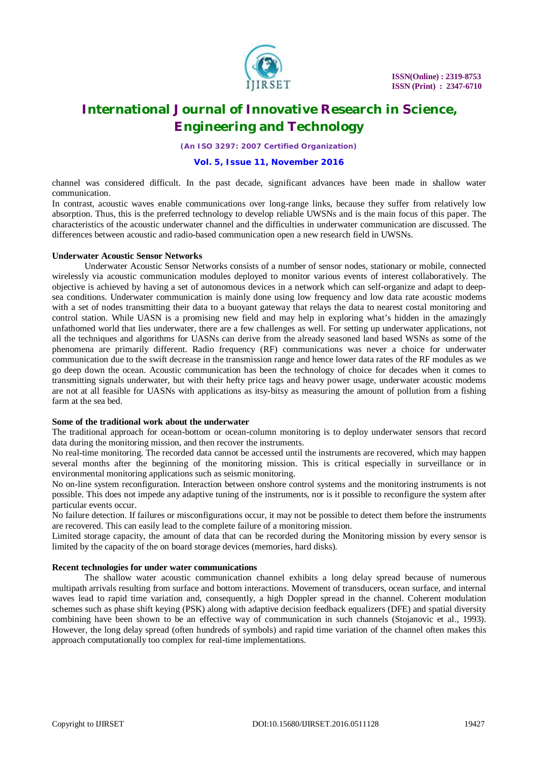channel was considered difficult. In the past decade, significant advances have been made in shallow water communication.

In contrast, acoustic waves enable communications over long-range links, because they suffer from relatively low absorption. Thus, this is the preferred technology to develop reliable UWSNs and is the main focus of this paper. The characteristics of the acoustic underwater channel and the difficulties in underwater communication are discussed. The differences between acoustic and radio-based communication open a new research field in UWSNs.

**Underwater Acoustic Sensor Networks**

Underwater Acoustic Sensor Networks consists of a number of sensor nodes, stationary or mobile, connected wirelessly via acoustic communication modules deployed to monitor various events of interest collaboratively. The objective is achieved by having a set of autonomous devices in a network which can self-organize and adapt to deep-sea conditions. Underwater communication is mainly done using low frequency and low data rate acoustic modems with a set of nodes transmitting their data to a buoyant gateway that relays the data to nearest costal monitoring and control station. While UASN is a promising new field and may help in exploring what's hidden in the amazingly unfathomed world that lies underwater, there are a few challenges as well. For setting up underwater applications, not all the techniques and algorithms for UASNs can derive from the already seasoned land based WSNs as some of the phenomena are primarily different. Radio frequency (RF) communications was never a choice for underwater communication due to the swift decrease in the transmission range and hence lower data rates of the RF modules as we go deep down the ocean. Acoustic communication has been the technology of choice for decades when it comes to transmitting signals underwater, but with their hefty price tags and heavy power usage, underwater acoustic modems are not at all feasible for UASNs with applications as itsy-bitsy as measuring the amount of pollution from a fishing farm at the sea bed.

**Some of the traditional work about the underwater**

The traditional approach for ocean-bottom or ocean-column monitoring is to deploy underwater sensors that record data during the monitoring mission, and then recover the instruments.

No real-time monitoring. The recorded data cannot be accessed until the instruments are recovered, which may happen several months after the beginning of the monitoring mission. This is critical especially in surveillance or in environmental monitoring applications such as seismic monitoring.

No on-line system reconfiguration. Interaction between onshore control systems and the monitoring instruments is not possible. This does not impede any adaptive tuning of the instruments, nor is it possible to reconfigure the system after particular events occur.

No failure detection. If failures or misconfigurations occur, it may not be possible to detect them before the instruments are recovered. This can easily lead to the complete failure of a monitoring mission.

Limited storage capacity, the amount of data that can be recorded during the Monitoring mission by every sensor is limited by the capacity of the on board storage devices (memories, hard disks).

**Recent technologies for under water communications**

The shallow water acoustic communication channel exhibits a long delay spread because of numerous multipath arrivals resulting from surface and bottom interactions. Movement of transducers, ocean surface, and internal waves lead to rapid time variation and, consequently, a high Doppler spread in the channel. Coherent modulation schemes such as phase shift keying (PSK) along with adaptive decision feedback equalizers (DFE) and spatial diversity combining have been shown to be an effective way of communication in such channels (Stojanovic et al., 1993). However, the long delay spread (often hundreds of symbols) and rapid time variation of the channel often makes this approach computationally too complex for real-time implementations.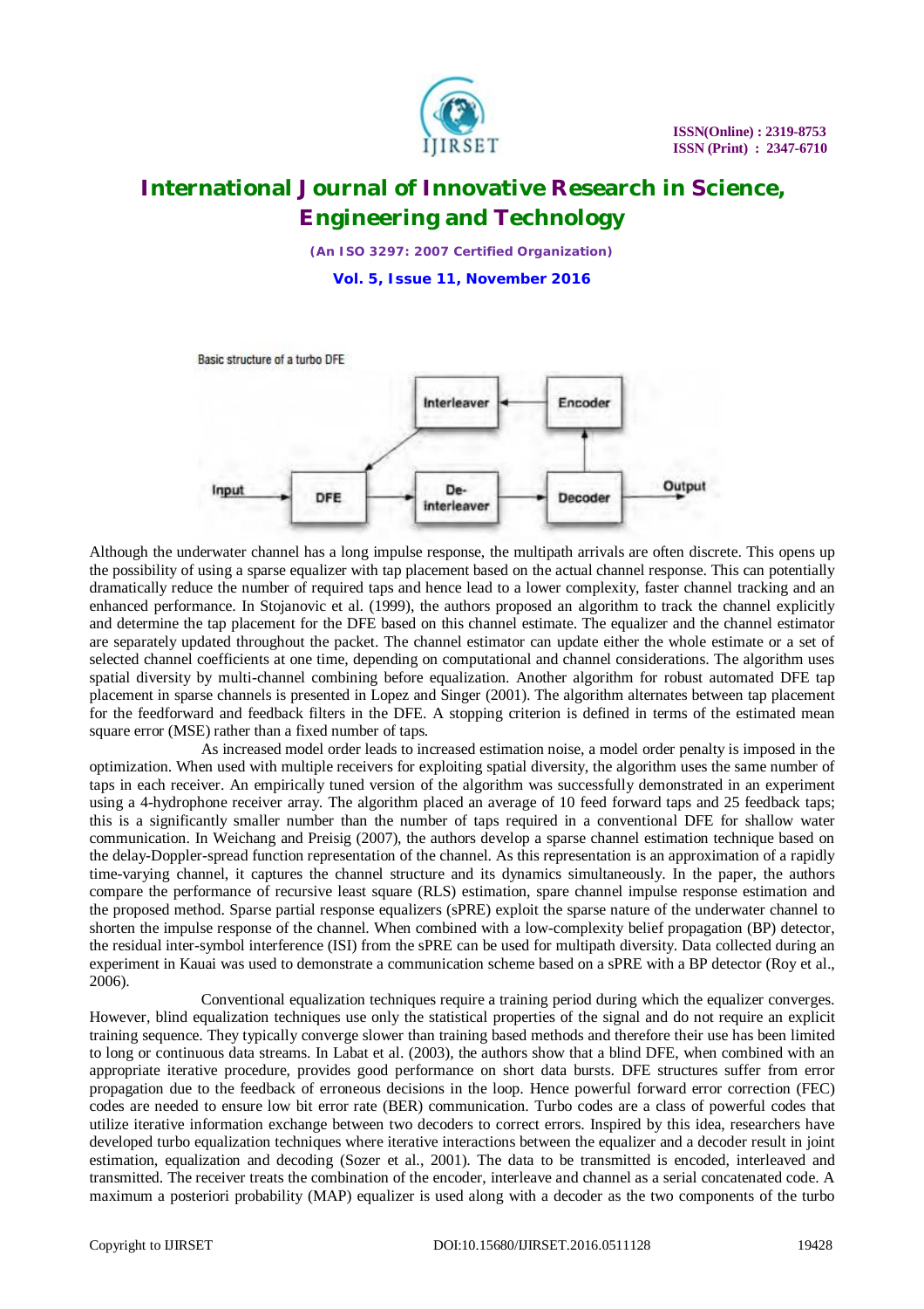Basic structure of a turbo DFE

Although the underwater channel has a long impulse response, the multipath arrivals are often discrete. This opens up the possibility of using a sparse equalizer with tap placement based on the actual channel response. This can potentially dramatically reduce the number of required taps and hence lead to a lower complexity, faster channel tracking and an enhanced performance. In Stojanovic et al. (1999), the authors proposed an algorithm to track the channel explicitly and determine the tap placement for the DFE based on this channel estimate. The equalizer and the channel estimator are separately updated throughout the packet. The channel estimator can update either the whole estimate or a set of selected channel coefficients at one time, depending on computational and channel considerations. The algorithm uses spatial diversity by multi-channel combining before equalization. Another algorithm for robust automated DFE tap placement in sparse channels is presented in Lopez and Singer (2001). The algorithm alternates between tap placement for the feedforward and feedback filters in the DFE. A stopping criterion is defined in terms of the estimated mean square error (MSE) rather than a fixed number of taps.

As increased model order leads to increased estimation noise, a model order penalty is imposed in the optimization. When used with multiple receivers for exploiting spatial diversity, the algorithm uses the same number of taps in each receiver. An empirically tuned version of the algorithm was successfully demonstrated in an experiment using a 4-hydrophone receiver array. The algorithm placed an average of 10 feed forward taps and 25 feedback taps; this is a significantly smaller number than the number of taps required in a conventional DFE for shallow water communication. In Weichang and Preisig (2007), the authors develop a sparse channel estimation technique based on the delay-Doppler-spread function representation of the channel. As this representation is an approximation of a rapidly time-varying channel, it captures the channel structure and its dynamics simultaneously. In the paper, the authors compare the performance of recursive least square (RLS) estimation, spare channel impulse response estimation and the proposed method. Sparse partial response equalizers (sPRE) exploit the sparse nature of the underwater channel to shorten the impulse response of the channel. When combined with a low-complexity belief propagation (BP) detector, the residual inter-symbol interference (ISI) from the sPRE can be used for multipath diversity. Data collected during an experiment in Kauai was used to demonstrate a communication scheme based on a sPRE with a BP detector (Roy et al., 2006).

Conventional equalization techniques require a training period during which the equalizer converges. However, blind equalization techniques use only the statistical properties of the signal and do not require an explicit training sequence. They typically converge slower than training based methods and therefore their use has been limited to long or continuous data streams. In Labat et al. (2003), the authors show that a blind DFE, when combined with an appropriate iterative procedure, provides good performance on short data bursts. DFE structures suffer from error propagation due to the feedback of erroneous decisions in the loop. Hence powerful forward error correction (FEC) codes are needed to ensure low bit error rate (BER) communication. Turbo codes are a class of powerful codes that utilize iterative information exchange between two decoders to correct errors. Inspired by this idea, researchers have developed turbo equalization techniques where iterative interactions between the equalizer and a decoder result in joint estimation, equalization and decoding (Sozer et al., 2001). The data to be transmitted is encoded, interleaved and transmitted. The receiver treats the combination of the encoder, interleave and channel as a serial concatenated code. A maximum a posteriori probability (MAP) equalizer is used along with a decoder as the two components of the turbo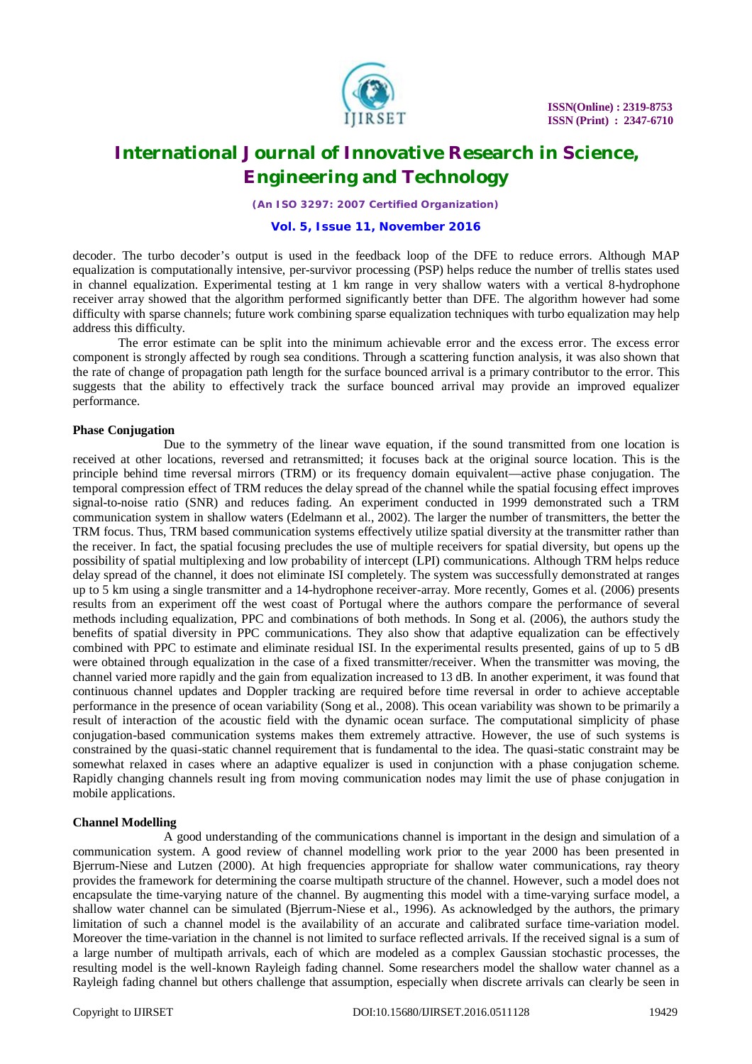decoder. The turbo decoder's output is used in the feedback loop of the DFE to reduce errors. Although MAP equalization is computationally intensive, per-survivor processing (PSP) helps reduce the number of trellis states used in channel equalization. Experimental testing at 1 km range in very shallow waters with a vertical 8-hydrophone receiver array showed that the algorithm performed significantly better than DFE. The algorithm however had some difficulty with sparse channels; future work combining sparse equalization techniques with turbo equalization may help address this difficulty.

The error estimate can be split into the minimum achievable error and the excess error. The excess error component is strongly affected by rough sea conditions. Through a scattering function analysis, it was also shown that the rate of change of propagation path length for the surface bounced arrival is a primary contributor to the error. This suggests that the ability to effectively track the surface bounced arrival may provide an improved equalizer performance.

**Phase Conjugation**

Due to the symmetry of the linear wave equation, if the sound transmitted from one location is received at other locations, reversed and retransmitted; it focuses back at the original source location. This is the principle behind time reversal mirrors (TRM) or its frequency domain equivalent—active phase conjugation. The temporal compression effect of TRM reduces the delay spread of the channel while the spatial focusing effect improves signal-to-noise ratio (SNR) and reduces fading. An experiment conducted in 1999 demonstrated such a TRM communication system in shallow waters (Edelmann et al., 2002). The larger the number of transmitters, the better the TRM focus. Thus, TRM based communication systems effectively utilize spatial diversity at the transmitter rather than the receiver. In fact, the spatial focusing precludes the use of multiple receivers for spatial diversity, but opens up the possibility of spatial multiplexing and low probability of intercept (LPI) communications. Although TRM helps reduce delay spread of the channel, it does not eliminate ISI completely. The system was successfully demonstrated at ranges up to 5 km using a single transmitter and a 14-hydrophone receiver-array. More recently, Gomes et al. (2006) presents results from an experiment off the west coast of Portugal where the authors compare the performance of several methods including equalization, PPC and combinations of both methods. In Song et al. (2006), the authors study the benefits of spatial diversity in PPC communications. They also show that adaptive equalization can be effectively combined with PPC to estimate and eliminate residual ISI. In the experimental results presented, gains of up to 5 dB were obtained through equalization in the case of a fixed transmitter/receiver. When the transmitter was moving, the channel varied more rapidly and the gain from equalization increased to 13 dB. In another experiment, it was found that continuous channel updates and Doppler tracking are required before time reversal in order to achieve acceptable performance in the presence of ocean variability (Song et al., 2008). This ocean variability was shown to be primarily a result of interaction of the acoustic field with the dynamic ocean surface. The computational simplicity of phase conjugation-based communication systems makes them extremely attractive. However, the use of such systems is constrained by the quasi-static channel requirement that is fundamental to the idea. The quasi-static constraint may be somewhat relaxed in cases where an adaptive equalizer is used in conjunction with a phase conjugation scheme. Rapidly changing channels result ing from moving communication nodes may limit the use of phase conjugation in mobile applications.

**Channel Modelling**

A good understanding of the communications channel is important in the design and simulation of a communication system. A good review of channel modelling work prior to the year 2000 has been presented in Bjerrum-Niese and Lutzen (2000). At high frequencies appropriate for shallow water communications, ray theory provides the framework for determining the coarse multipath structure of the channel. However, such a model does not encapsulate the time-varying nature of the channel. By augmenting this model with a time-varying surface model, a shallow water channel can be simulated (Bjerrum-Niese et al., 1996). As acknowledged by the authors, the primary limitation of such a channel model is the availability of an accurate and calibrated surface time-variation model. Moreover the time-variation in the channel is not limited to surface reflected arrivals. If the received signal is a sum of a large number of multipath arrivals, each of which are modeled as a complex Gaussian stochastic processes, the resulting model is the well-known Rayleigh fading channel. Some researchers model the shallow water channel as a Rayleigh fading channel but others challenge that assumption, especially when discrete arrivals can clearly be seen in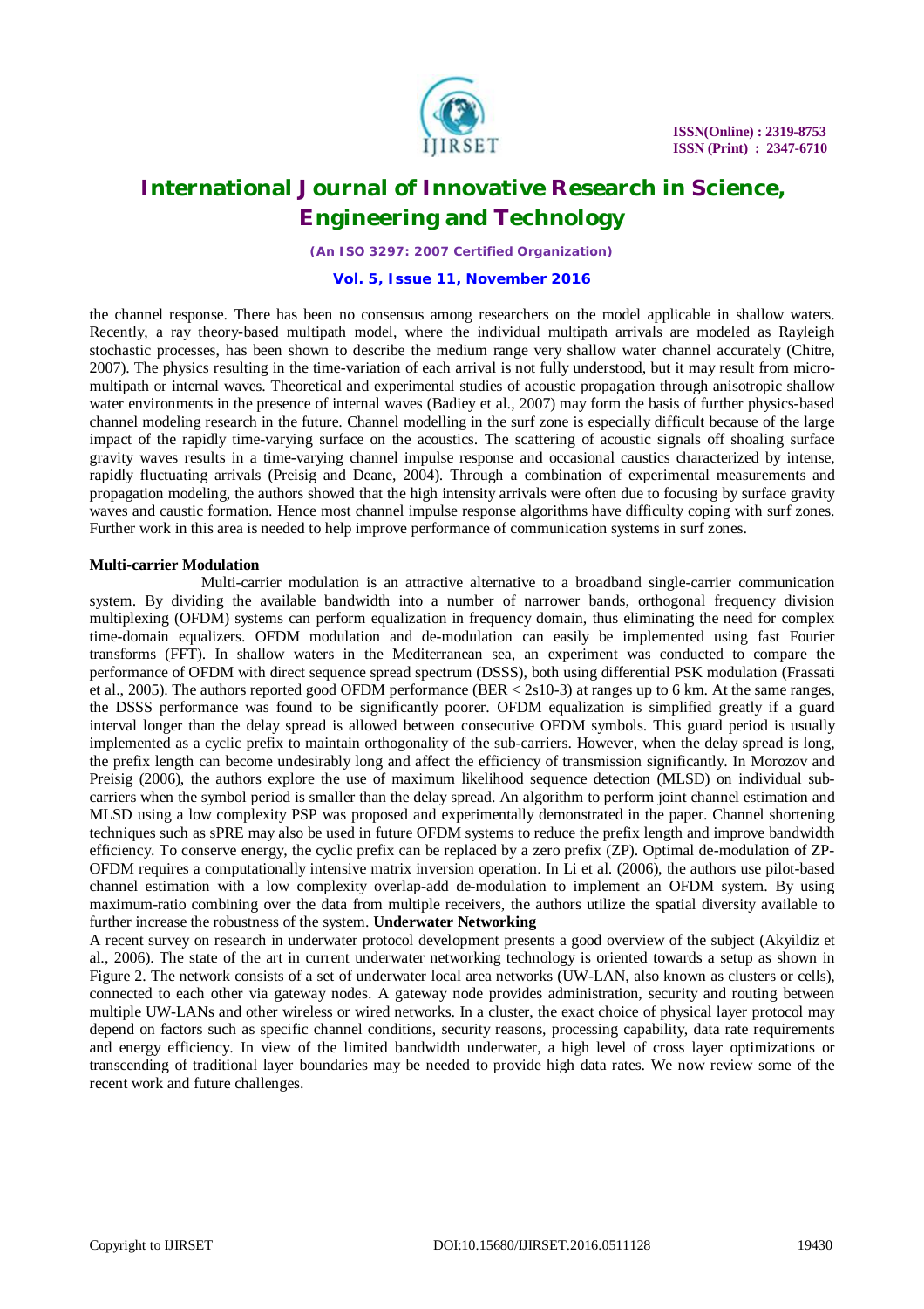the channel response. There has been no consensus among researchers on the model applicable in shallow waters. Recently, a ray theory-based multipath model, where the individual multipath arrivals are modeled as Rayleigh stochastic processes, has been shown to describe the medium range very shallow water channel accurately (Chitre, 2007). The physics resulting in the time-variation of each arrival is not fully understood, but it may result from micro-multipath or internal waves. Theoretical and experimental studies of acoustic propagation through anisotropic shallow water environments in the presence of internal waves (Badiey et al., 2007) may form the basis of further physics-based channel modeling research in the future. Channel modelling in the surf zone is especially difficult because of the large impact of the rapidly time-varying surface on the acoustics. The scattering of acoustic signals off shoaling surface gravity waves results in a time-varying channel impulse response and occasional caustics characterized by intense, rapidly fluctuating arrivals (Preisig and Deane, 2004). Through a combination of experimental measurements and propagation modeling, the authors showed that the high intensity arrivals were often due to focusing by surface gravity waves and caustic formation. Hence most channel impulse response algorithms have difficulty coping with surf zones. Further work in this area is needed to help improve performance of communication systems in surf zones.

**Multi-carrier Modulation**

Multi-carrier modulation is an attractive alternative to a broadband single-carrier communication system. By dividing the available bandwidth into a number of narrower bands, orthogonal frequency division multiplexing (OFDM) systems can perform equalization in frequency domain, thus eliminating the need for complex time-domain equalizers. OFDM modulation and de-modulation can easily be implemented using fast Fourier transforms (FFT). In shallow waters in the Mediterranean sea, an experiment was conducted to compare the performance of OFDM with direct sequence spread spectrum (DSSS), both using differential PSK modulation (Frassati et al., 2005). The authors reported good OFDM performance (BER < 2s10-3) at ranges up to 6 km. At the same ranges, the DSSS performance was found to be significantly poorer. OFDM equalization is simplified greatly if a guard interval longer than the delay spread is allowed between consecutive OFDM symbols. This guard period is usually implemented as a cyclic prefix to maintain orthogonality of the sub-carriers. However, when the delay spread is long, the prefix length can become undesirably long and affect the efficiency of transmission significantly. In Morozov and Preisig (2006), the authors explore the use of maximum likelihood sequence detection (MLSD) on individual sub-carriers when the symbol period is smaller than the delay spread. An algorithm to perform joint channel estimation and MLSD using a low complexity PSP was proposed and experimentally demonstrated in the paper. Channel shortening techniques such as sPRE may also be used in future OFDM systems to reduce the prefix length and improve bandwidth efficiency. To conserve energy, the cyclic prefix can be replaced by a zero prefix (ZP). Optimal de-modulation of ZP-OFDM requires a computationally intensive matrix inversion operation. In Li et al. (2006), the authors use pilot-based channel estimation with a low complexity overlap-add de-modulation to implement an OFDM system. By using maximum-ratio combining over the data from multiple receivers, the authors utilize the spatial diversity available to further increase the robustness of the system.

**Underwater Networking**

A recent survey on research in underwater protocol development presents a good overview of the subject (Akyildiz et al., 2006). The state of the art in current underwater networking technology is oriented towards a setup as shown in Figure 2. The network consists of a set of underwater local area networks (UW-LAN, also known as clusters or cells), connected to each other via gateway nodes. A gateway node provides administration, security and routing between multiple UW-LANs and other wireless or wired networks. In a cluster, the exact choice of physical layer protocol may depend on factors such as specific channel conditions, security reasons, processing capability, data rate requirements and energy efficiency. In view of the limited bandwidth underwater, a high level of cross layer optimizations or transcending of traditional layer boundaries may be needed to provide high data rates. We now review some of the recent work and future challenges.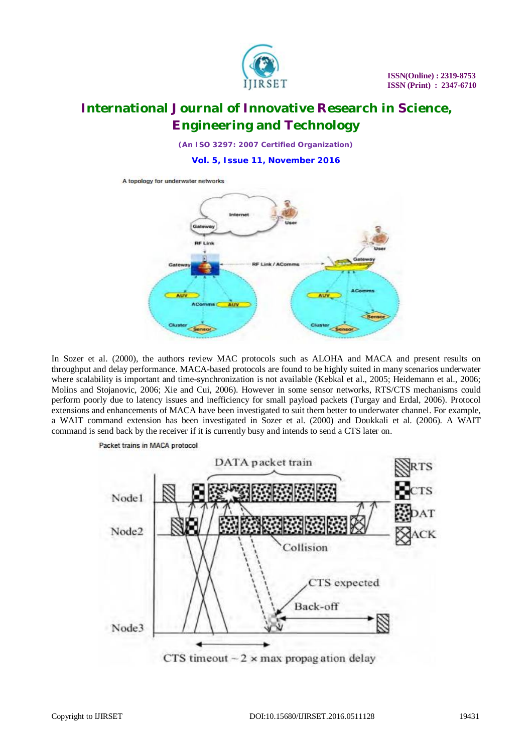A topology for underwater networks

In Sozer et al. (2000), the authors review MAC protocols such as ALOHA and MACA and present results on throughput and delay performance. MACA-based protocols are found to be highly suited in many scenarios underwater where scalability is important and time-synchronization is not available (Kebkal et al., 2005; Heidemann et al., 2006; Molins and Stojanovic, 2006; Xie and Cui, 2006). However in some sensor networks, RTS/CTS mechanisms could perform poorly due to latency issues and inefficiency for small payload packets (Turgay and Erdal, 2006). Protocol extensions and enhancements of MACA have been investigated to suit them better to underwater channel. For example, a WAIT command extension has been investigated in Sozer et al. (2000) and Doukkali et al. (2006). A WAIT command is send back by the receiver if it is currently busy and intends to send a CTS later on.

Packet trains in MACA protocol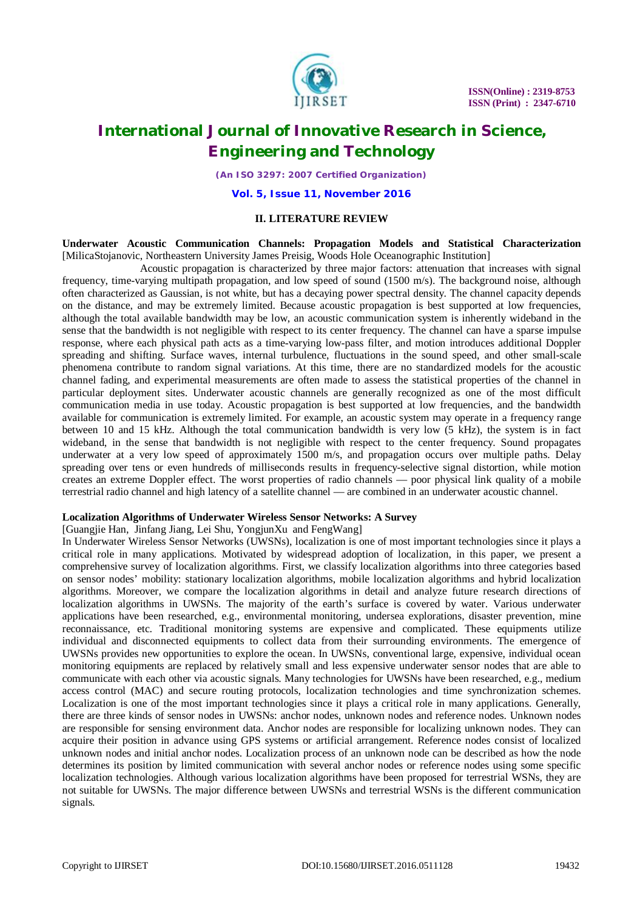## II. LITERATURE REVIEW

**Underwater Acoustic Communication Channels: Propagation Models and Statistical Characterization** [MilicaStojanovic, Northeastern University James Preisig, Woods Hole Oceanographic Institution]

Acoustic propagation is characterized by three major factors: attenuation that increases with signal frequency, time-varying multipath propagation, and low speed of sound (1500 m/s). The background noise, although often characterized as Gaussian, is not white, but has a decaying power spectral density. The channel capacity depends on the distance, and may be extremely limited. Because acoustic propagation is best supported at low frequencies, although the total available bandwidth may be low, an acoustic communication system is inherently wideband in the sense that the bandwidth is not negligible with respect to its center frequency. The channel can have a sparse impulse response, where each physical path acts as a time-varying low-pass filter, and motion introduces additional Doppler spreading and shifting. Surface waves, internal turbulence, fluctuations in the sound speed, and other small-scale phenomena contribute to random signal variations. At this time, there are no standardized models for the acoustic channel fading, and experimental measurements are often made to assess the statistical properties of the channel in particular deployment sites. Underwater acoustic channels are generally recognized as one of the most difficult communication media in use today. Acoustic propagation is best supported at low frequencies, and the bandwidth available for communication is extremely limited. For example, an acoustic system may operate in a frequency range between 10 and 15 kHz. Although the total communication bandwidth is very low (5 kHz), the system is in fact wideband, in the sense that bandwidth is not negligible with respect to the center frequency. Sound propagates underwater at a very low speed of approximately 1500 m/s, and propagation occurs over multiple paths. Delay spreading over tens or even hundreds of milliseconds results in frequency-selective signal distortion, while motion creates an extreme Doppler effect. The worst properties of radio channels — poor physical link quality of a mobile terrestrial radio channel and high latency of a satellite channel — are combined in an underwater acoustic channel.

**Localization Algorithms of Underwater Wireless Sensor Networks: A Survey**

[Guangjie Han, Jinfang Jiang, Lei Shu, YongjunXu and FengWang]

In Underwater Wireless Sensor Networks (UWSNs), localization is one of most important technologies since it plays a critical role in many applications. Motivated by widespread adoption of localization, in this paper, we present a comprehensive survey of localization algorithms. First, we classify localization algorithms into three categories based on sensor nodes' mobility: stationary localization algorithms, mobile localization algorithms and hybrid localization algorithms. Moreover, we compare the localization algorithms in detail and analyze future research directions of localization algorithms in UWSNs. The majority of the earth's surface is covered by water. Various underwater applications have been researched, e.g., environmental monitoring, undersea explorations, disaster prevention, mine reconnaissance, etc. Traditional monitoring systems are expensive and complicated. These equipments utilize individual and disconnected equipments to collect data from their surrounding environments. The emergence of UWSNs provides new opportunities to explore the ocean. In UWSNs, conventional large, expensive, individual ocean monitoring equipments are replaced by relatively small and less expensive underwater sensor nodes that are able to communicate with each other via acoustic signals. Many technologies for UWSNs have been researched, e.g., medium access control (MAC) and secure routing protocols, localization technologies and time synchronization schemes. Localization is one of the most important technologies since it plays a critical role in many applications. Generally, there are three kinds of sensor nodes in UWSNs: anchor nodes, unknown nodes and reference nodes. Unknown nodes are responsible for sensing environment data. Anchor nodes are responsible for localizing unknown nodes. They can acquire their position in advance using GPS systems or artificial arrangement. Reference nodes consist of localized unknown nodes and initial anchor nodes. Localization process of an unknown node can be described as how the node determines its position by limited communication with several anchor nodes or reference nodes using some specific localization technologies. Although various localization algorithms have been proposed for terrestrial WSNs, they are not suitable for UWSNs. The major difference between UWSNs and terrestrial WSNs is the different communication signals.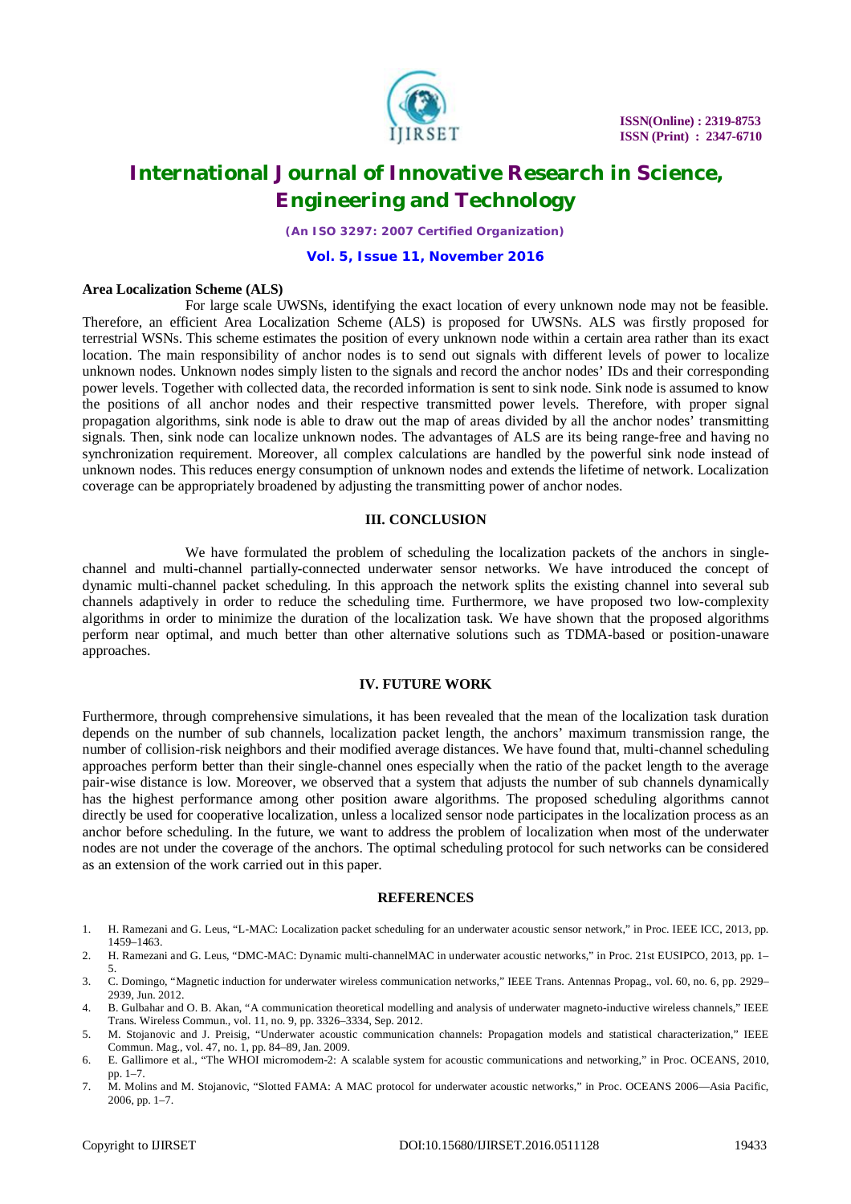**Area Localization Scheme (ALS)**

For large scale UWSNs, identifying the exact location of every unknown node may not be feasible. Therefore, an efficient Area Localization Scheme (ALS) is proposed for UWSNs. ALS was firstly proposed for terrestrial WSNs. This scheme estimates the position of every unknown node within a certain area rather than its exact location. The main responsibility of anchor nodes is to send out signals with different levels of power to localize unknown nodes. Unknown nodes simply listen to the signals and record the anchor nodes' IDs and their corresponding power levels. Together with collected data, the recorded information is sent to sink node. Sink node is assumed to know the positions of all anchor nodes and their respective transmitted power levels. Therefore, with proper signal propagation algorithms, sink node is able to draw out the map of areas divided by all the anchor nodes' transmitting signals. Then, sink node can localize unknown nodes. The advantages of ALS are its being range-free and having no synchronization requirement. Moreover, all complex calculations are handled by the powerful sink node instead of unknown nodes. This reduces energy consumption of unknown nodes and extends the lifetime of network. Localization coverage can be appropriately broadened by adjusting the transmitting power of anchor nodes.

## III. CONCLUSION

We have formulated the problem of scheduling the localization packets of the anchors in single-channel and multi-channel partially-connected underwater sensor networks. We have introduced the concept of dynamic multi-channel packet scheduling. In this approach the network splits the existing channel into several sub channels adaptively in order to reduce the scheduling time. Furthermore, we have proposed two low-complexity algorithms in order to minimize the duration of the localization task. We have shown that the proposed algorithms perform near optimal, and much better than other alternative solutions such as TDMA-based or position-unaware approaches.

## IV. FUTURE WORK

Furthermore, through comprehensive simulations, it has been revealed that the mean of the localization task duration depends on the number of sub channels, localization packet length, the anchors' maximum transmission range, the number of collision-risk neighbors and their modified average distances. We have found that, multi-channel scheduling approaches perform better than their single-channel ones especially when the ratio of the packet length to the average pair-wise distance is low. Moreover, we observed that a system that adjusts the number of sub channels dynamically has the highest performance among other position aware algorithms. The proposed scheduling algorithms cannot directly be used for cooperative localization, unless a localized sensor node participates in the localization process as an anchor before scheduling. In the future, we want to address the problem of localization when most of the underwater nodes are not under the coverage of the anchors. The optimal scheduling protocol for such networks can be considered as an extension of the work carried out in this paper.

## REFERENCES

1. H. Ramezani and G. Leus, "L-MAC: Localization packet scheduling for an underwater acoustic sensor network," in Proc. IEEE ICC, 2013, pp. 1459–1463.
2. H. Ramezani and G. Leus, "DMC-MAC: Dynamic multi-channelMAC in underwater acoustic networks," in Proc. 21st EUSIPCO, 2013, pp. 1–5.
3. C. Domingo, "Magnetic induction for underwater wireless communication networks," IEEE Trans. Antennas Propag., vol. 60, no. 6, pp. 2929–2939, Jun. 2012.
4. B. Gulbahar and O. B. Akan, "A communication theoretical modelling and analysis of underwater magneto-inductive wireless channels," IEEE Trans. Wireless Commun., vol. 11, no. 9, pp. 3326–3334, Sep. 2012.
5. M. Stojanovic and J. Preisig, "Underwater acoustic communication channels: Propagation models and statistical characterization," IEEE Commun. Mag., vol. 47, no. 1, pp. 84–89, Jan. 2009.
6. E. Gallimore et al., "The WHOI micromodem-2: A scalable system for acoustic communications and networking," in Proc. OCEANS, 2010, pp. 1–7.
7. M. Molins and M. Stojanovic, "Slotted FAMA: A MAC protocol for underwater acoustic networks," in Proc. OCEANS 2006—Asia Pacific, 2006, pp. 1–7.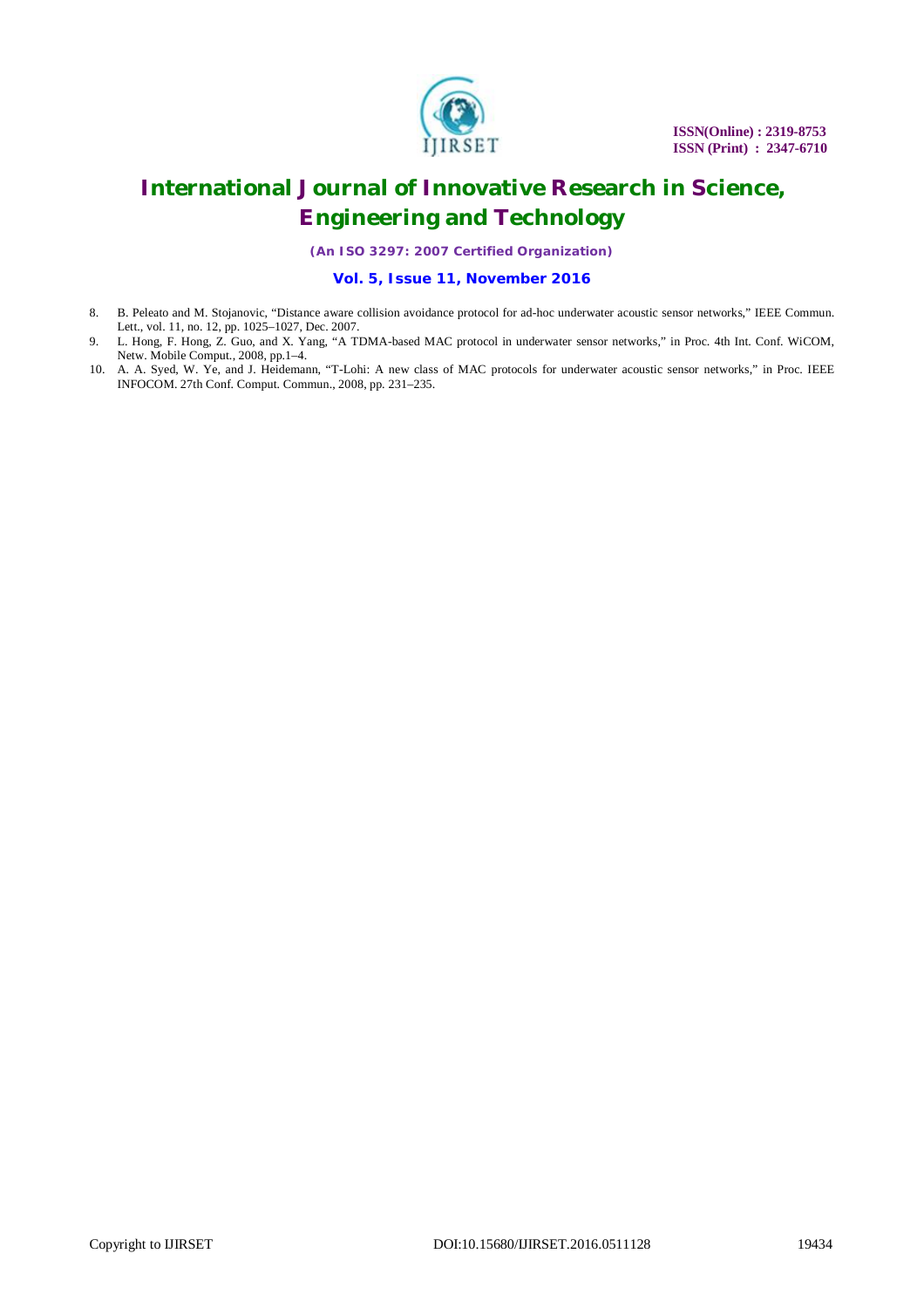8. B. Peleato and M. Stojanovic, "Distance aware collision avoidance protocol for ad-hoc underwater acoustic sensor networks," IEEE Commun. Lett., vol. 11, no. 12, pp. 1025–1027, Dec. 2007.
9. L. Hong, F. Hong, Z. Guo, and X. Yang, "A TDMA-based MAC protocol in underwater sensor networks," in Proc. 4th Int. Conf. WiCOM, Netw. Mobile Comput., 2008, pp.1–4.
10. A. A. Syed, W. Ye, and J. Heidemann, "T-Lohi: A new class of MAC protocols for underwater acoustic sensor networks," in Proc. IEEE INFOCOM. 27th Conf. Comput. Commun., 2008, pp. 231–235.